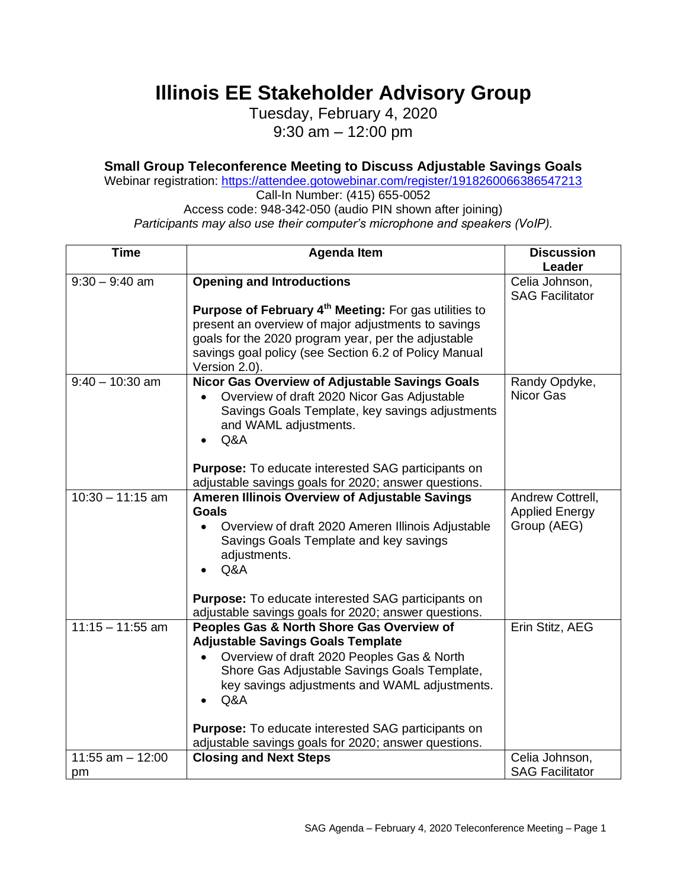# Illinois EE Stakeholder Advisory Group

Tuesday, February 4, 2020

9:30 am – 12:00 pm

### Small Group Teleconference Meeting to Discuss Adjustable Savings Goals

Webinar registration: https://attendee.gotowebinar.com/register/1918260066386547213

Call-In Number: (415) 655-0052

Access code: 948-342-050 (audio PIN shown after joining)

*Participants may also use their computer's microphone and speakers (VoIP).*

| Time | Agenda Item | Discussion Leader |
|---|---|---|
| 9:30 – 9:40 am | **Opening and Introductions**<br><br>**Purpose of February 4th Meeting:** For gas utilities to present an overview of major adjustments to savings goals for the 2020 program year, per the adjustable savings goal policy (see Section 6.2 of Policy Manual Version 2.0). | Celia Johnson, SAG Facilitator |
| 9:40 – 10:30 am | **Nicor Gas Overview of Adjustable Savings Goals**<br>• Overview of draft 2020 Nicor Gas Adjustable Savings Goals Template, key savings adjustments and WAML adjustments.<br>• Q&A<br><br>**Purpose:** To educate interested SAG participants on adjustable savings goals for 2020; answer questions. | Randy Opdyke, Nicor Gas |
| 10:30 – 11:15 am | **Ameren Illinois Overview of Adjustable Savings Goals**<br>• Overview of draft 2020 Ameren Illinois Adjustable Savings Goals Template and key savings adjustments.<br>• Q&A<br><br>**Purpose:** To educate interested SAG participants on adjustable savings goals for 2020; answer questions. | Andrew Cottrell, Applied Energy Group (AEG) |
| 11:15 – 11:55 am | **Peoples Gas & North Shore Gas Overview of Adjustable Savings Goals Template**<br>• Overview of draft 2020 Peoples Gas & North Shore Gas Adjustable Savings Goals Template, key savings adjustments and WAML adjustments.<br>• Q&A<br><br>**Purpose:** To educate interested SAG participants on adjustable savings goals for 2020; answer questions. | Erin Stitz, AEG |
| 11:55 am – 12:00 pm | **Closing and Next Steps** | Celia Johnson, SAG Facilitator |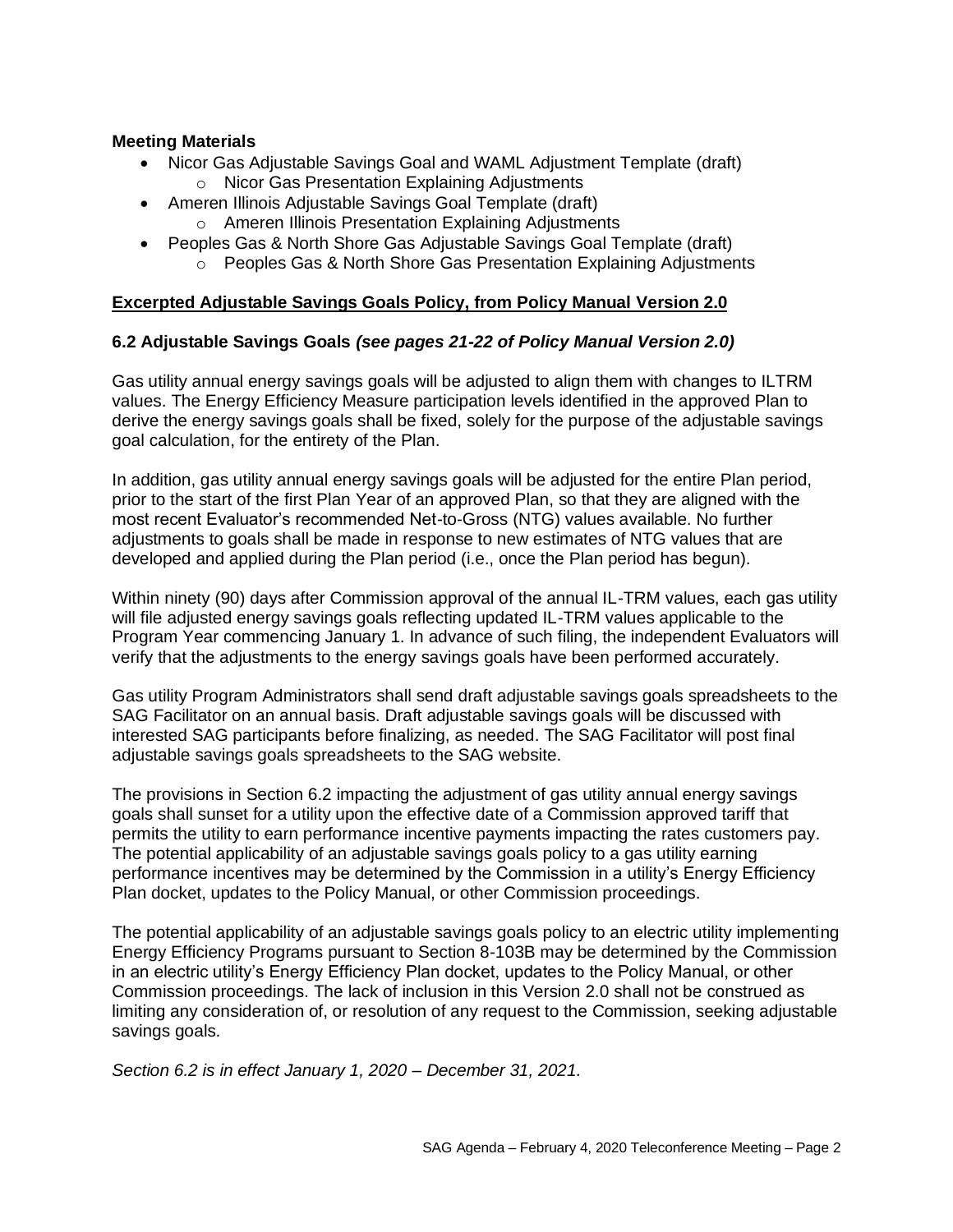**Meeting Materials**

- Nicor Gas Adjustable Savings Goal and WAML Adjustment Template (draft)
  - Nicor Gas Presentation Explaining Adjustments
- Ameren Illinois Adjustable Savings Goal Template (draft)
  - Ameren Illinois Presentation Explaining Adjustments
- Peoples Gas & North Shore Gas Adjustable Savings Goal Template (draft)
  - Peoples Gas & North Shore Gas Presentation Explaining Adjustments

**Excerpted Adjustable Savings Goals Policy, from Policy Manual Version 2.0**

**6.2 Adjustable Savings Goals** ***(see pages 21-22 of Policy Manual Version 2.0)***

Gas utility annual energy savings goals will be adjusted to align them with changes to ILTRM values. The Energy Efficiency Measure participation levels identified in the approved Plan to derive the energy savings goals shall be fixed, solely for the purpose of the adjustable savings goal calculation, for the entirety of the Plan.

In addition, gas utility annual energy savings goals will be adjusted for the entire Plan period, prior to the start of the first Plan Year of an approved Plan, so that they are aligned with the most recent Evaluator's recommended Net-to-Gross (NTG) values available. No further adjustments to goals shall be made in response to new estimates of NTG values that are developed and applied during the Plan period (i.e., once the Plan period has begun).

Within ninety (90) days after Commission approval of the annual IL-TRM values, each gas utility will file adjusted energy savings goals reflecting updated IL-TRM values applicable to the Program Year commencing January 1. In advance of such filing, the independent Evaluators will verify that the adjustments to the energy savings goals have been performed accurately.

Gas utility Program Administrators shall send draft adjustable savings goals spreadsheets to the SAG Facilitator on an annual basis. Draft adjustable savings goals will be discussed with interested SAG participants before finalizing, as needed. The SAG Facilitator will post final adjustable savings goals spreadsheets to the SAG website.

The provisions in Section 6.2 impacting the adjustment of gas utility annual energy savings goals shall sunset for a utility upon the effective date of a Commission approved tariff that permits the utility to earn performance incentive payments impacting the rates customers pay. The potential applicability of an adjustable savings goals policy to a gas utility earning performance incentives may be determined by the Commission in a utility's Energy Efficiency Plan docket, updates to the Policy Manual, or other Commission proceedings.

The potential applicability of an adjustable savings goals policy to an electric utility implementing Energy Efficiency Programs pursuant to Section 8-103B may be determined by the Commission in an electric utility's Energy Efficiency Plan docket, updates to the Policy Manual, or other Commission proceedings. The lack of inclusion in this Version 2.0 shall not be construed as limiting any consideration of, or resolution of any request to the Commission, seeking adjustable savings goals.

*Section 6.2 is in effect January 1, 2020 – December 31, 2021.*